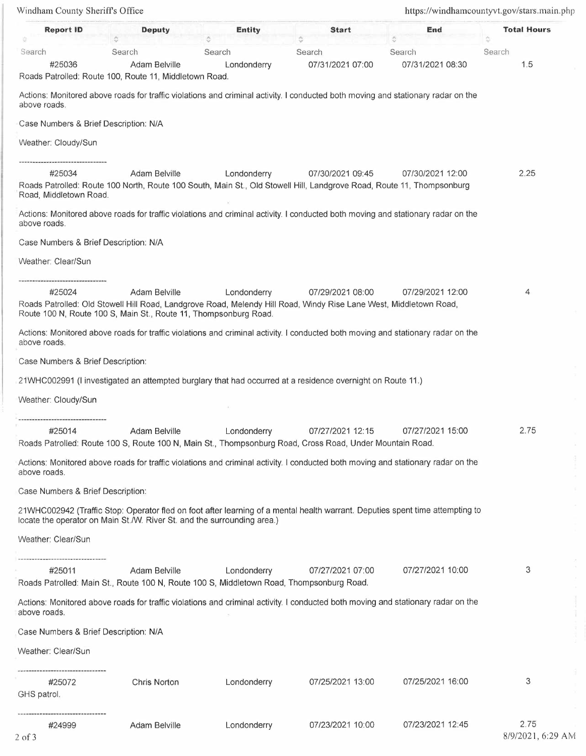| Report ID | Deputy | Entity | Start | End | Total Hours |
|---|---|---|---|---|---|
| Search | Search | Search | Search | Search | Search |
| #25036 | Adam Belville | Londonderry | 07/31/2021 07:00 | 07/31/2021 08:30 | 1.5 |

Roads Patrolled: Route 100, Route 11, Middletown Road.

Actions: Monitored above roads for traffic violations and criminal activity. I conducted both moving and stationary radar on the above roads.

Case Numbers & Brief Description: N/A

Weather: Cloudy/Sun

---

| Report ID | Deputy | Entity | Start | End | Total Hours |
|---|---|---|---|---|---|
| #25034 | Adam Belville | Londonderry | 07/30/2021 09:45 | 07/30/2021 12:00 | 2.25 |

Roads Patrolled: Route 100 North, Route 100 South, Main St., Old Stowell Hill, Landgrove Road, Route 11, Thompsonburg Road, Middletown Road.

Actions: Monitored above roads for traffic violations and criminal activity. I conducted both moving and stationary radar on the above roads.

Case Numbers & Brief Description: N/A

Weather: Clear/Sun

---

| Report ID | Deputy | Entity | Start | End | Total Hours |
|---|---|---|---|---|---|
| #25024 | Adam Belville | Londonderry | 07/29/2021 08:00 | 07/29/2021 12:00 | 4 |

Roads Patrolled: Old Stowell Hill Road, Landgrove Road, Melendy Hill Road, Windy Rise Lane West, Middletown Road, Route 100 N, Route 100 S, Main St., Route 11, Thompsonburg Road.

Actions: Monitored above roads for traffic violations and criminal activity. I conducted both moving and stationary radar on the above roads.

Case Numbers & Brief Description:

21WHC002991 (I investigated an attempted burglary that had occurred at a residence overnight on Route 11.)

Weather: Cloudy/Sun

---

| Report ID | Deputy | Entity | Start | End | Total Hours |
|---|---|---|---|---|---|
| #25014 | Adam Belville | Londonderry | 07/27/2021 12:15 | 07/27/2021 15:00 | 2.75 |

Roads Patrolled: Route 100 S, Route 100 N, Main St., Thompsonburg Road, Cross Road, Under Mountain Road.

Actions: Monitored above roads for traffic violations and criminal activity. I conducted both moving and stationary radar on the above roads.

Case Numbers & Brief Description:

21WHC002942 (Traffic Stop: Operator fled on foot after learning of a mental health warrant. Deputies spent time attempting to locate the operator on Main St./W. River St. and the surrounding area.)

Weather: Clear/Sun

---

| Report ID | Deputy | Entity | Start | End | Total Hours |
|---|---|---|---|---|---|
| #25011 | Adam Belville | Londonderry | 07/27/2021 07:00 | 07/27/2021 10:00 | 3 |

Roads Patrolled: Main St., Route 100 N, Route 100 S, Middletown Road, Thompsonburg Road.

Actions: Monitored above roads for traffic violations and criminal activity. I conducted both moving and stationary radar on the above roads.

Case Numbers & Brief Description: N/A

Weather: Clear/Sun

---

| Report ID | Deputy | Entity | Start | End | Total Hours |
|---|---|---|---|---|---|
| #25072 | Chris Norton | Londonderry | 07/25/2021 13:00 | 07/25/2021 16:00 | 3 |

GHS patrol.

---

| Report ID | Deputy | Entity | Start | End | Total Hours |
|---|---|---|---|---|---|
| #24999 | Adam Belville | Londonderry | 07/23/2021 10:00 | 07/23/2021 12:45 | 2.75 |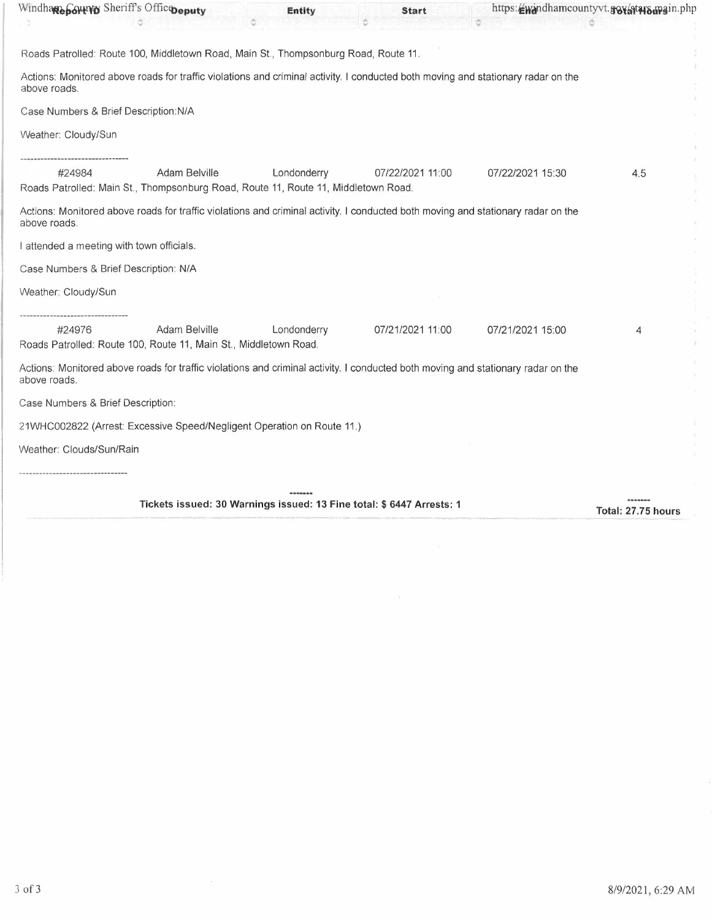| Report ID | Deputy | Entity | Start | End | Total Hours |
| --- | --- | --- | --- | --- | --- |

Roads Patrolled: Route 100, Middletown Road, Main St., Thompsonburg Road, Route 11.

Actions: Monitored above roads for traffic violations and criminal activity. I conducted both moving and stationary radar on the above roads.

Case Numbers & Brief Description:N/A

Weather: Cloudy/Sun

---------------------------------

| | | | | | |
| --- | --- | --- | --- | --- | --- |
| #24984 | Adam Belville | Londonderry | 07/22/2021 11:00 | 07/22/2021 15:30 | 4.5 |

Roads Patrolled: Main St., Thompsonburg Road, Route 11, Route 11, Middletown Road.

Actions: Monitored above roads for traffic violations and criminal activity. I conducted both moving and stationary radar on the above roads.

I attended a meeting with town officials.

Case Numbers & Brief Description: N/A

Weather: Cloudy/Sun

---------------------------------

| | | | | | |
| --- | --- | --- | --- | --- | --- |
| #24976 | Adam Belville | Londonderry | 07/21/2021 11:00 | 07/21/2021 15:00 | 4 |

Roads Patrolled: Route 100, Route 11, Main St., Middletown Road.

Actions: Monitored above roads for traffic violations and criminal activity. I conducted both moving and stationary radar on the above roads.

Case Numbers & Brief Description:

21WHC002822 (Arrest: Excessive Speed/Negligent Operation on Route 11.)

Weather: Clouds/Sun/Rain

---------------------------------

**Tickets issued: 30 Warnings issued: 13 Fine total: $ 6447 Arrests: 1**

**Total: 27.75 hours**